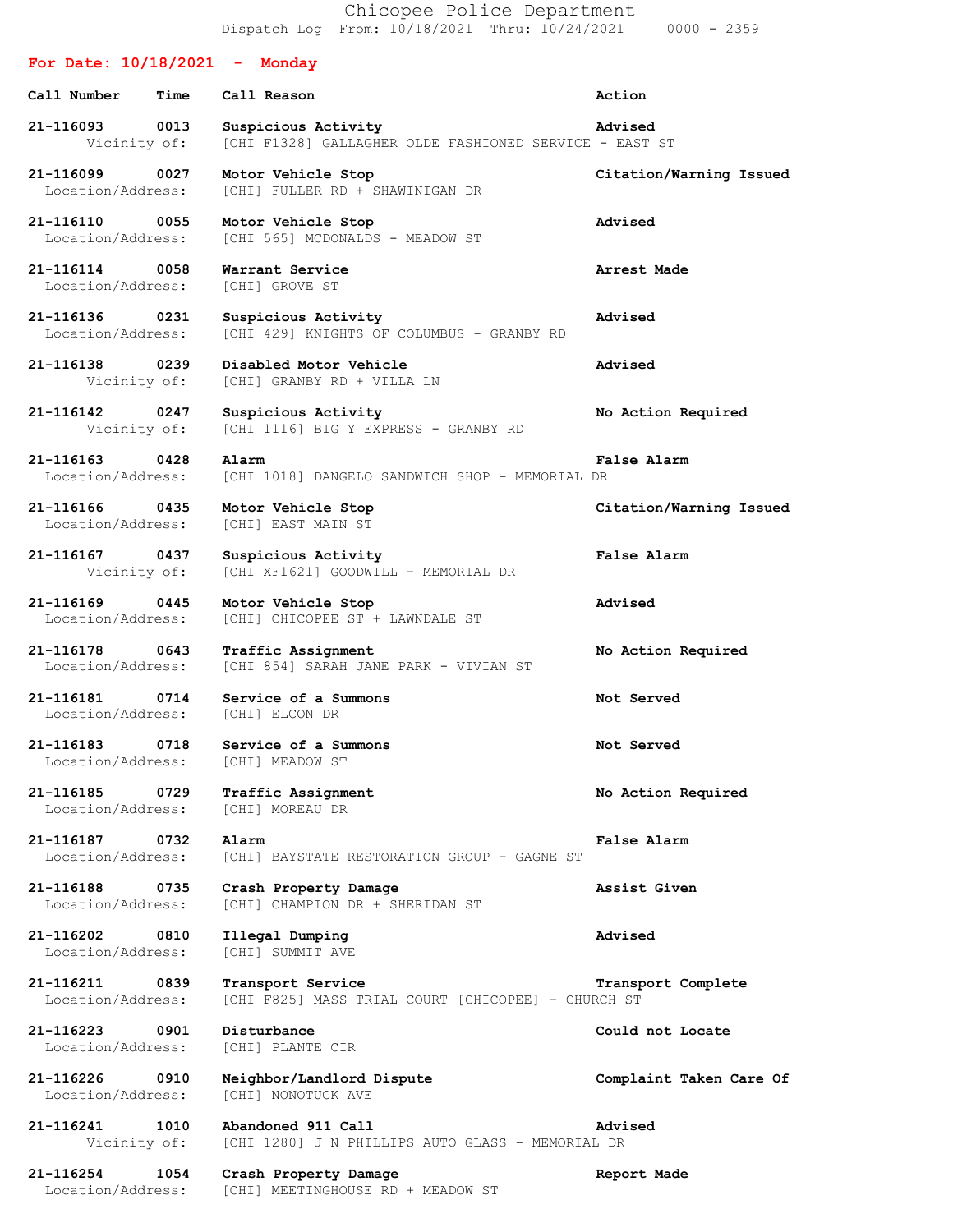# Chicopee Police Department

Dispatch Log From: 10/18/2021 Thru: 10/24/2021 0000 - 2359

## For Date: 10/18/2021 - Monday

| Call Number | Time | Call Reason | Action |
|---|---|---|---|
| 21-116093 | 0013 | Suspicious Activity<br>Vicinity of: [CHI F1328] GALLAGHER OLDE FASHIONED SERVICE - EAST ST | Advised |
| 21-116099 | 0027 | Motor Vehicle Stop<br>Location/Address: [CHI] FULLER RD + SHAWINIGAN DR | Citation/Warning Issued |
| 21-116110 | 0055 | Motor Vehicle Stop<br>Location/Address: [CHI 565] MCDONALDS - MEADOW ST | Advised |
| 21-116114 | 0058 | Warrant Service<br>Location/Address: [CHI] GROVE ST | Arrest Made |
| 21-116136 | 0231 | Suspicious Activity<br>Location/Address: [CHI 429] KNIGHTS OF COLUMBUS - GRANBY RD | Advised |
| 21-116138 | 0239 | Disabled Motor Vehicle<br>Vicinity of: [CHI] GRANBY RD + VILLA LN | Advised |
| 21-116142 | 0247 | Suspicious Activity<br>Vicinity of: [CHI 1116] BIG Y EXPRESS - GRANBY RD | No Action Required |
| 21-116163 | 0428 | Alarm<br>Location/Address: [CHI 1018] DANGELO SANDWICH SHOP - MEMORIAL DR | False Alarm |
| 21-116166 | 0435 | Motor Vehicle Stop<br>Location/Address: [CHI] EAST MAIN ST | Citation/Warning Issued |
| 21-116167 | 0437 | Suspicious Activity<br>Vicinity of: [CHI XF1621] GOODWILL - MEMORIAL DR | False Alarm |
| 21-116169 | 0445 | Motor Vehicle Stop<br>Location/Address: [CHI] CHICOPEE ST + LAWNDALE ST | Advised |
| 21-116178 | 0643 | Traffic Assignment<br>Location/Address: [CHI 854] SARAH JANE PARK - VIVIAN ST | No Action Required |
| 21-116181 | 0714 | Service of a Summons<br>Location/Address: [CHI] ELCON DR | Not Served |
| 21-116183 | 0718 | Service of a Summons<br>Location/Address: [CHI] MEADOW ST | Not Served |
| 21-116185 | 0729 | Traffic Assignment<br>Location/Address: [CHI] MOREAU DR | No Action Required |
| 21-116187 | 0732 | Alarm<br>Location/Address: [CHI] BAYSTATE RESTORATION GROUP - GAGNE ST | False Alarm |
| 21-116188 | 0735 | Crash Property Damage<br>Location/Address: [CHI] CHAMPION DR + SHERIDAN ST | Assist Given |
| 21-116202 | 0810 | Illegal Dumping<br>Location/Address: [CHI] SUMMIT AVE | Advised |
| 21-116211 | 0839 | Transport Service<br>Location/Address: [CHI F825] MASS TRIAL COURT [CHICOPEE] - CHURCH ST | Transport Complete |
| 21-116223 | 0901 | Disturbance<br>Location/Address: [CHI] PLANTE CIR | Could not Locate |
| 21-116226 | 0910 | Neighbor/Landlord Dispute<br>Location/Address: [CHI] NONOTUCK AVE | Complaint Taken Care Of |
| 21-116241 | 1010 | Abandoned 911 Call<br>Vicinity of: [CHI 1280] J N PHILLIPS AUTO GLASS - MEMORIAL DR | Advised |
| 21-116254 | 1054 | Crash Property Damage<br>Location/Address: [CHI] MEETINGHOUSE RD + MEADOW ST | Report Made |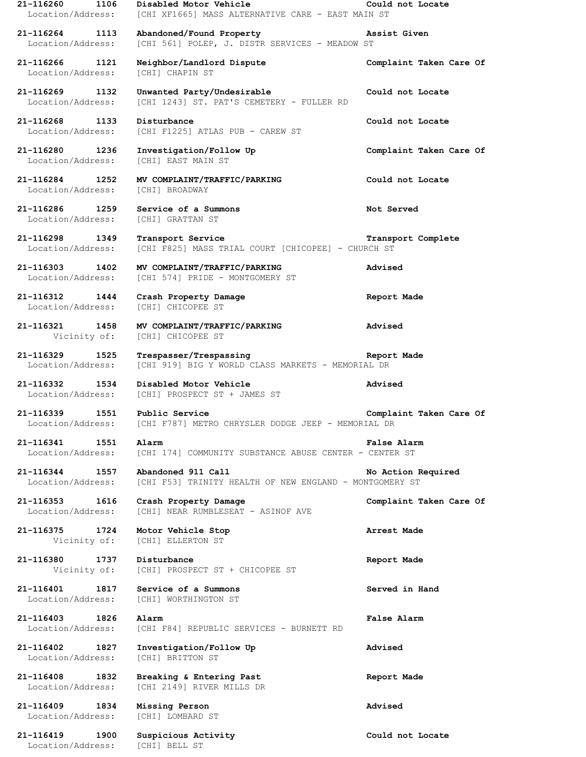**21-116260 1106 Disabled Motor Vehicle Could not Locate**
Location/Address: [CHI XF1665] MASS ALTERNATIVE CARE - EAST MAIN ST

**21-116264 1113 Abandoned/Found Property Assist Given**
Location/Address: [CHI 561] POLEP, J. DISTR SERVICES - MEADOW ST

**21-116266 1121 Neighbor/Landlord Dispute Complaint Taken Care Of**
Location/Address: [CHI] CHAPIN ST

**21-116269 1132 Unwanted Party/Undesirable Could not Locate**
Location/Address: [CHI 1243] ST. PAT'S CEMETERY - FULLER RD

**21-116268 1133 Disturbance Could not Locate**
Location/Address: [CHI F1225] ATLAS PUB - CAREW ST

**21-116280 1236 Investigation/Follow Up Complaint Taken Care Of**
Location/Address: [CHI] EAST MAIN ST

**21-116284 1252 MV COMPLAINT/TRAFFIC/PARKING Could not Locate**
Location/Address: [CHI] BROADWAY

**21-116286 1259 Service of a Summons Not Served**
Location/Address: [CHI] GRATTAN ST

**21-116298 1349 Transport Service Transport Complete**
Location/Address: [CHI F825] MASS TRIAL COURT [CHICOPEE] - CHURCH ST

**21-116303 1402 MV COMPLAINT/TRAFFIC/PARKING Advised**
Location/Address: [CHI 574] PRIDE - MONTGOMERY ST

**21-116312 1444 Crash Property Damage Report Made**
Location/Address: [CHI] CHICOPEE ST

**21-116321 1458 MV COMPLAINT/TRAFFIC/PARKING Advised**
Vicinity of: [CHI] CHICOPEE ST

**21-116329 1525 Trespasser/Trespassing Report Made**
Location/Address: [CHI 919] BIG Y WORLD CLASS MARKETS - MEMORIAL DR

**21-116332 1534 Disabled Motor Vehicle Advised**
Location/Address: [CHI] PROSPECT ST + JAMES ST

**21-116339 1551 Public Service Complaint Taken Care Of**
Location/Address: [CHI F787] METRO CHRYSLER DODGE JEEP - MEMORIAL DR

**21-116341 1551 Alarm False Alarm**
Location/Address: [CHI 174] COMMUNITY SUBSTANCE ABUSE CENTER - CENTER ST

**21-116344 1557 Abandoned 911 Call No Action Required**
Location/Address: [CHI F53] TRINITY HEALTH OF NEW ENGLAND - MONTGOMERY ST

**21-116353 1616 Crash Property Damage Complaint Taken Care Of**
Location/Address: [CHI] NEAR RUMBLESEAT - ASINOF AVE

**21-116375 1724 Motor Vehicle Stop Arrest Made**
Vicinity of: [CHI] ELLERTON ST

**21-116380 1737 Disturbance Report Made**
Vicinity of: [CHI] PROSPECT ST + CHICOPEE ST

**21-116401 1817 Service of a Summons Served in Hand**
Location/Address: [CHI] WORTHINGTON ST

**21-116403 1826 Alarm False Alarm**
Location/Address: [CHI F84] REPUBLIC SERVICES - BURNETT RD

**21-116402 1827 Investigation/Follow Up Advised**
Location/Address: [CHI] BRITTON ST

**21-116408 1832 Breaking & Entering Past Report Made**
Location/Address: [CHI 2149] RIVER MILLS DR

**21-116409 1834 Missing Person Advised**
Location/Address: [CHI] LOMBARD ST

**21-116419 1900 Suspicious Activity Could not Locate**
Location/Address: [CHI] BELL ST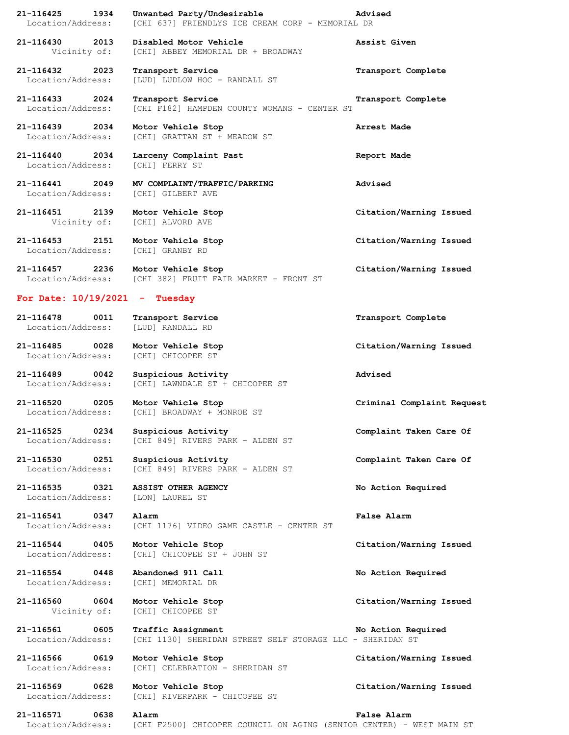**21-116425 1934 Unwanted Party/Undesirable** **Advised**
Location/Address: [CHI 637] FRIENDLYS ICE CREAM CORP - MEMORIAL DR

**21-116430 2013 Disabled Motor Vehicle** **Assist Given**
Vicinity of: [CHI] ABBEY MEMORIAL DR + BROADWAY

**21-116432 2023 Transport Service** **Transport Complete**
Location/Address: [LUD] LUDLOW HOC - RANDALL ST

**21-116433 2024 Transport Service** **Transport Complete**
Location/Address: [CHI F182] HAMPDEN COUNTY WOMANS - CENTER ST

**21-116439 2034 Motor Vehicle Stop** **Arrest Made**
Location/Address: [CHI] GRATTAN ST + MEADOW ST

**21-116440 2034 Larceny Complaint Past** **Report Made**
Location/Address: [CHI] FERRY ST

**21-116441 2049 MV COMPLAINT/TRAFFIC/PARKING** **Advised**
Location/Address: [CHI] GILBERT AVE

**21-116451 2139 Motor Vehicle Stop** **Citation/Warning Issued**
Vicinity of: [CHI] ALVORD AVE

**21-116453 2151 Motor Vehicle Stop** **Citation/Warning Issued**
Location/Address: [CHI] GRANBY RD

**21-116457 2236 Motor Vehicle Stop** **Citation/Warning Issued**
Location/Address: [CHI 382] FRUIT FAIR MARKET - FRONT ST

## For Date: 10/19/2021 - Tuesday

**21-116478 0011 Transport Service** **Transport Complete**
Location/Address: [LUD] RANDALL RD

**21-116485 0028 Motor Vehicle Stop** **Citation/Warning Issued**
Location/Address: [CHI] CHICOPEE ST

**21-116489 0042 Suspicious Activity** **Advised**
Location/Address: [CHI] LAWNDALE ST + CHICOPEE ST

**21-116520 0205 Motor Vehicle Stop** **Criminal Complaint Request**
Location/Address: [CHI] BROADWAY + MONROE ST

**21-116525 0234 Suspicious Activity** **Complaint Taken Care Of**
Location/Address: [CHI 849] RIVERS PARK - ALDEN ST

**21-116530 0251 Suspicious Activity** **Complaint Taken Care Of**
Location/Address: [CHI 849] RIVERS PARK - ALDEN ST

**21-116535 0321 ASSIST OTHER AGENCY** **No Action Required**
Location/Address: [LON] LAUREL ST

**21-116541 0347 Alarm** **False Alarm**
Location/Address: [CHI 1176] VIDEO GAME CASTLE - CENTER ST

**21-116544 0405 Motor Vehicle Stop** **Citation/Warning Issued**
Location/Address: [CHI] CHICOPEE ST + JOHN ST

**21-116554 0448 Abandoned 911 Call** **No Action Required**
Location/Address: [CHI] MEMORIAL DR

**21-116560 0604 Motor Vehicle Stop** **Citation/Warning Issued**
Vicinity of: [CHI] CHICOPEE ST

**21-116561 0605 Traffic Assignment** **No Action Required**
Location/Address: [CHI 1130] SHERIDAN STREET SELF STORAGE LLC - SHERIDAN ST

**21-116566 0619 Motor Vehicle Stop** **Citation/Warning Issued**
Location/Address: [CHI] CELEBRATION - SHERIDAN ST

**21-116569 0628 Motor Vehicle Stop** **Citation/Warning Issued**
Location/Address: [CHI] RIVERPARK - CHICOPEE ST

**21-116571 0638 Alarm** **False Alarm**
Location/Address: [CHI F2500] CHICOPEE COUNCIL ON AGING (SENIOR CENTER) - WEST MAIN ST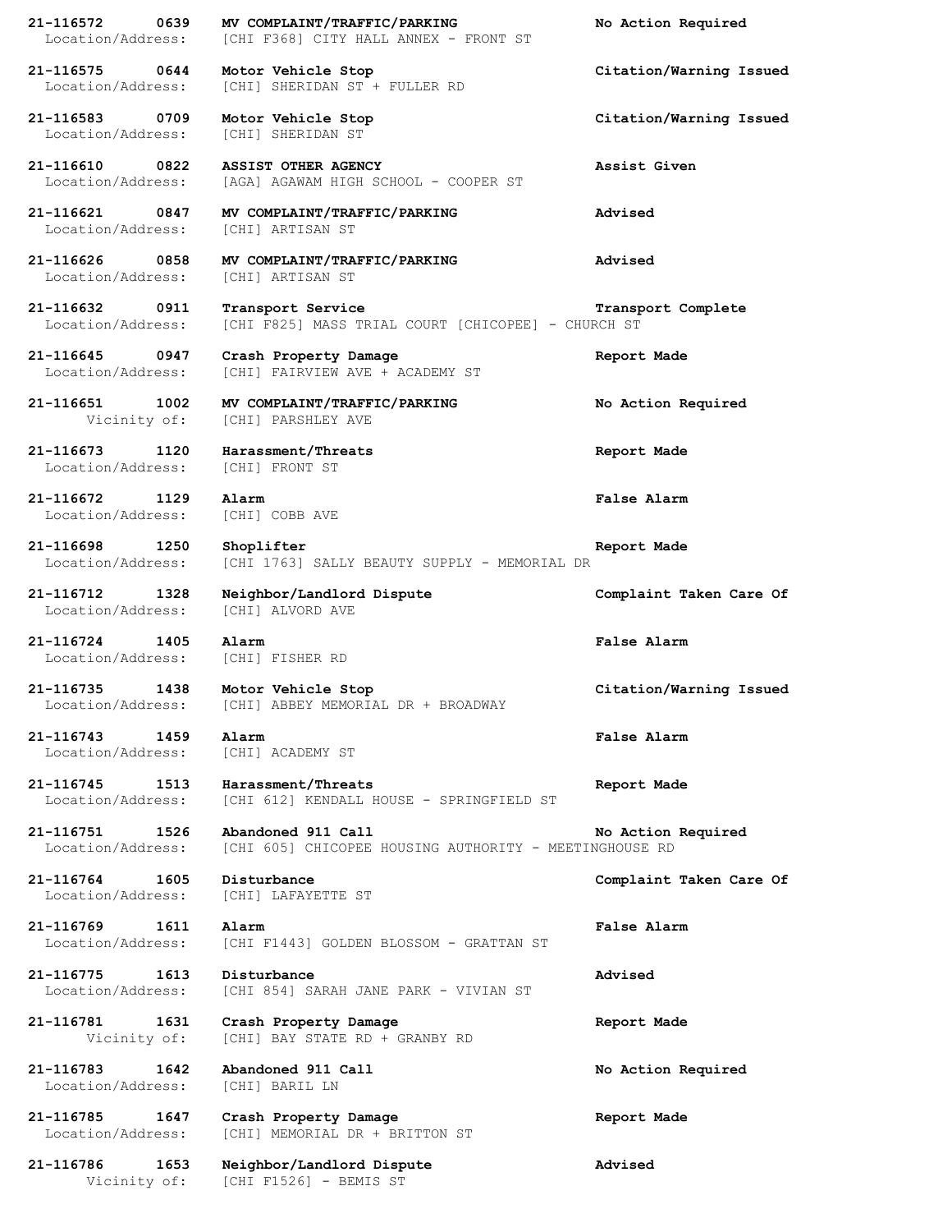**21-116572 0639 MV COMPLAINT/TRAFFIC/PARKING No Action Required**
Location/Address: [CHI F368] CITY HALL ANNEX - FRONT ST

**21-116575 0644 Motor Vehicle Stop Citation/Warning Issued**
Location/Address: [CHI] SHERIDAN ST + FULLER RD

**21-116583 0709 Motor Vehicle Stop Citation/Warning Issued**
Location/Address: [CHI] SHERIDAN ST

**21-116610 0822 ASSIST OTHER AGENCY Assist Given**
Location/Address: [AGA] AGAWAM HIGH SCHOOL - COOPER ST

**21-116621 0847 MV COMPLAINT/TRAFFIC/PARKING Advised**
Location/Address: [CHI] ARTISAN ST

**21-116626 0858 MV COMPLAINT/TRAFFIC/PARKING Advised**
Location/Address: [CHI] ARTISAN ST

**21-116632 0911 Transport Service Transport Complete**
Location/Address: [CHI F825] MASS TRIAL COURT [CHICOPEE] - CHURCH ST

**21-116645 0947 Crash Property Damage Report Made**
Location/Address: [CHI] FAIRVIEW AVE + ACADEMY ST

**21-116651 1002 MV COMPLAINT/TRAFFIC/PARKING No Action Required**
Vicinity of: [CHI] PARSHLEY AVE

**21-116673 1120 Harassment/Threats Report Made**
Location/Address: [CHI] FRONT ST

**21-116672 1129 Alarm False Alarm**
Location/Address: [CHI] COBB AVE

**21-116698 1250 Shoplifter Report Made**
Location/Address: [CHI 1763] SALLY BEAUTY SUPPLY - MEMORIAL DR

**21-116712 1328 Neighbor/Landlord Dispute Complaint Taken Care Of**
Location/Address: [CHI] ALVORD AVE

**21-116724 1405 Alarm False Alarm**
Location/Address: [CHI] FISHER RD

**21-116735 1438 Motor Vehicle Stop Citation/Warning Issued**
Location/Address: [CHI] ABBEY MEMORIAL DR + BROADWAY

**21-116743 1459 Alarm False Alarm**
Location/Address: [CHI] ACADEMY ST

**21-116745 1513 Harassment/Threats Report Made**
Location/Address: [CHI 612] KENDALL HOUSE - SPRINGFIELD ST

**21-116751 1526 Abandoned 911 Call No Action Required**
Location/Address: [CHI 605] CHICOPEE HOUSING AUTHORITY - MEETINGHOUSE RD

**21-116764 1605 Disturbance Complaint Taken Care Of**
Location/Address: [CHI] LAFAYETTE ST

**21-116769 1611 Alarm False Alarm**
Location/Address: [CHI F1443] GOLDEN BLOSSOM - GRATTAN ST

**21-116775 1613 Disturbance Advised**
Location/Address: [CHI 854] SARAH JANE PARK - VIVIAN ST

**21-116781 1631 Crash Property Damage Report Made**
Vicinity of: [CHI] BAY STATE RD + GRANBY RD

**21-116783 1642 Abandoned 911 Call No Action Required**
Location/Address: [CHI] BARIL LN

**21-116785 1647 Crash Property Damage Report Made**
Location/Address: [CHI] MEMORIAL DR + BRITTON ST

**21-116786 1653 Neighbor/Landlord Dispute Advised**
Vicinity of: [CHI F1526] - BEMIS ST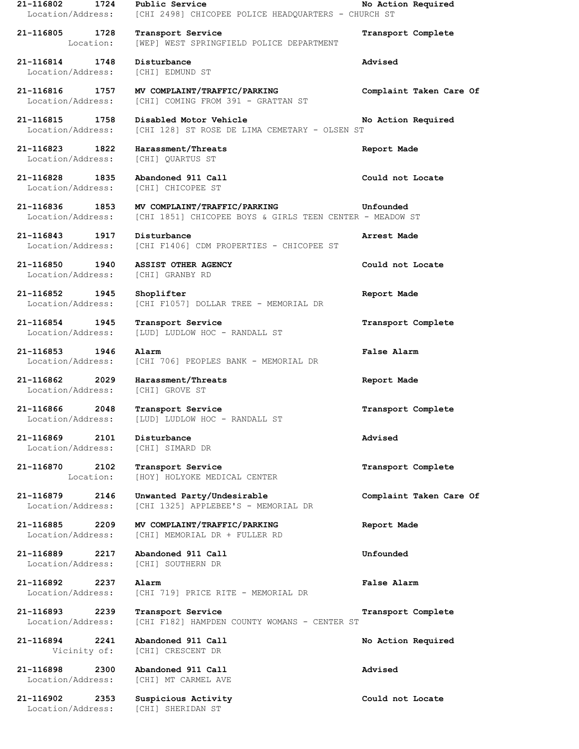**21-116802 1724 Public Service** **No Action Required**
Location/Address: [CHI 2498] CHICOPEE POLICE HEADQUARTERS - CHURCH ST

**21-116805 1728 Transport Service** **Transport Complete**
Location: [WEP] WEST SPRINGFIELD POLICE DEPARTMENT

**21-116814 1748 Disturbance** **Advised**
Location/Address: [CHI] EDMUND ST

**21-116816 1757 MV COMPLAINT/TRAFFIC/PARKING** **Complaint Taken Care Of**
Location/Address: [CHI] COMING FROM 391 - GRATTAN ST

**21-116815 1758 Disabled Motor Vehicle** **No Action Required**
Location/Address: [CHI 128] ST ROSE DE LIMA CEMETARY - OLSEN ST

**21-116823 1822 Harassment/Threats** **Report Made**
Location/Address: [CHI] QUARTUS ST

**21-116828 1835 Abandoned 911 Call** **Could not Locate**
Location/Address: [CHI] CHICOPEE ST

**21-116836 1853 MV COMPLAINT/TRAFFIC/PARKING** **Unfounded**
Location/Address: [CHI 1851] CHICOPEE BOYS & GIRLS TEEN CENTER - MEADOW ST

**21-116843 1917 Disturbance** **Arrest Made**
Location/Address: [CHI F1406] CDM PROPERTIES - CHICOPEE ST

**21-116850 1940 ASSIST OTHER AGENCY** **Could not Locate**
Location/Address: [CHI] GRANBY RD

**21-116852 1945 Shoplifter** **Report Made**
Location/Address: [CHI F1057] DOLLAR TREE - MEMORIAL DR

**21-116854 1945 Transport Service** **Transport Complete**
Location/Address: [LUD] LUDLOW HOC - RANDALL ST

**21-116853 1946 Alarm** **False Alarm**
Location/Address: [CHI 706] PEOPLES BANK - MEMORIAL DR

**21-116862 2029 Harassment/Threats** **Report Made**
Location/Address: [CHI] GROVE ST

**21-116866 2048 Transport Service** **Transport Complete**
Location/Address: [LUD] LUDLOW HOC - RANDALL ST

**21-116869 2101 Disturbance** **Advised**
Location/Address: [CHI] SIMARD DR

**21-116870 2102 Transport Service** **Transport Complete**
Location: [HOY] HOLYOKE MEDICAL CENTER

**21-116879 2146 Unwanted Party/Undesirable** **Complaint Taken Care Of**
Location/Address: [CHI 1325] APPLEBEE'S - MEMORIAL DR

**21-116885 2209 MV COMPLAINT/TRAFFIC/PARKING** **Report Made**
Location/Address: [CHI] MEMORIAL DR + FULLER RD

**21-116889 2217 Abandoned 911 Call** **Unfounded**
Location/Address: [CHI] SOUTHERN DR

**21-116892 2237 Alarm** **False Alarm**
Location/Address: [CHI 719] PRICE RITE - MEMORIAL DR

**21-116893 2239 Transport Service** **Transport Complete**
Location/Address: [CHI F182] HAMPDEN COUNTY WOMANS - CENTER ST

**21-116894 2241 Abandoned 911 Call** **No Action Required**
Vicinity of: [CHI] CRESCENT DR

**21-116898 2300 Abandoned 911 Call** **Advised**
Location/Address: [CHI] MT CARMEL AVE

**21-116902 2353 Suspicious Activity** **Could not Locate**
Location/Address: [CHI] SHERIDAN ST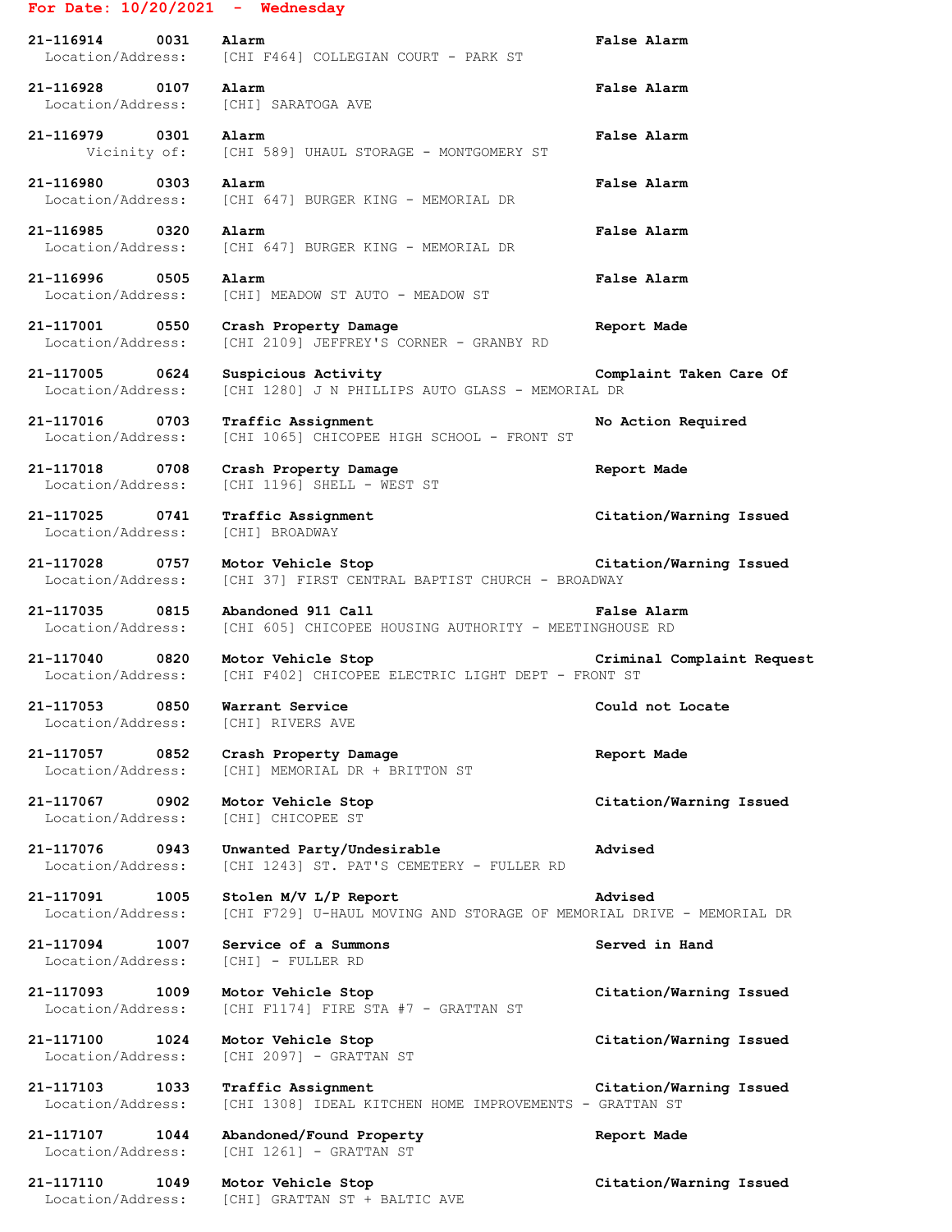**For Date: 10/20/2021 - Wednesday**

**21-116914 0031 Alarm** **False Alarm**
Location/Address: [CHI F464] COLLEGIAN COURT - PARK ST

**21-116928 0107 Alarm** **False Alarm**
Location/Address: [CHI] SARATOGA AVE

**21-116979 0301 Alarm** **False Alarm**
Vicinity of: [CHI 589] UHAUL STORAGE - MONTGOMERY ST

**21-116980 0303 Alarm** **False Alarm**
Location/Address: [CHI 647] BURGER KING - MEMORIAL DR

**21-116985 0320 Alarm** **False Alarm**
Location/Address: [CHI 647] BURGER KING - MEMORIAL DR

**21-116996 0505 Alarm** **False Alarm**
Location/Address: [CHI] MEADOW ST AUTO - MEADOW ST

**21-117001 0550 Crash Property Damage** **Report Made**
Location/Address: [CHI 2109] JEFFREY'S CORNER - GRANBY RD

**21-117005 0624 Suspicious Activity** **Complaint Taken Care Of**
Location/Address: [CHI 1280] J N PHILLIPS AUTO GLASS - MEMORIAL DR

**21-117016 0703 Traffic Assignment** **No Action Required**
Location/Address: [CHI 1065] CHICOPEE HIGH SCHOOL - FRONT ST

**21-117018 0708 Crash Property Damage** **Report Made**
Location/Address: [CHI 1196] SHELL - WEST ST

**21-117025 0741 Traffic Assignment** **Citation/Warning Issued**
Location/Address: [CHI] BROADWAY

**21-117028 0757 Motor Vehicle Stop** **Citation/Warning Issued**
Location/Address: [CHI 37] FIRST CENTRAL BAPTIST CHURCH - BROADWAY

**21-117035 0815 Abandoned 911 Call** **False Alarm**
Location/Address: [CHI 605] CHICOPEE HOUSING AUTHORITY - MEETINGHOUSE RD

**21-117040 0820 Motor Vehicle Stop** **Criminal Complaint Request**
Location/Address: [CHI F402] CHICOPEE ELECTRIC LIGHT DEPT - FRONT ST

**21-117053 0850 Warrant Service** **Could not Locate**
Location/Address: [CHI] RIVERS AVE

**21-117057 0852 Crash Property Damage** **Report Made**
Location/Address: [CHI] MEMORIAL DR + BRITTON ST

**21-117067 0902 Motor Vehicle Stop** **Citation/Warning Issued**
Location/Address: [CHI] CHICOPEE ST

**21-117076 0943 Unwanted Party/Undesirable** **Advised**
Location/Address: [CHI 1243] ST. PAT'S CEMETERY - FULLER RD

**21-117091 1005 Stolen M/V L/P Report** **Advised**
Location/Address: [CHI F729] U-HAUL MOVING AND STORAGE OF MEMORIAL DRIVE - MEMORIAL DR

**21-117094 1007 Service of a Summons** **Served in Hand**
Location/Address: [CHI] - FULLER RD

**21-117093 1009 Motor Vehicle Stop** **Citation/Warning Issued**
Location/Address: [CHI F1174] FIRE STA #7 - GRATTAN ST

**21-117100 1024 Motor Vehicle Stop** **Citation/Warning Issued**
Location/Address: [CHI 2097] - GRATTAN ST

**21-117103 1033 Traffic Assignment** **Citation/Warning Issued**
Location/Address: [CHI 1308] IDEAL KITCHEN HOME IMPROVEMENTS - GRATTAN ST

**21-117107 1044 Abandoned/Found Property** **Report Made**
Location/Address: [CHI 1261] - GRATTAN ST

**21-117110 1049 Motor Vehicle Stop** **Citation/Warning Issued**
Location/Address: [CHI] GRATTAN ST + BALTIC AVE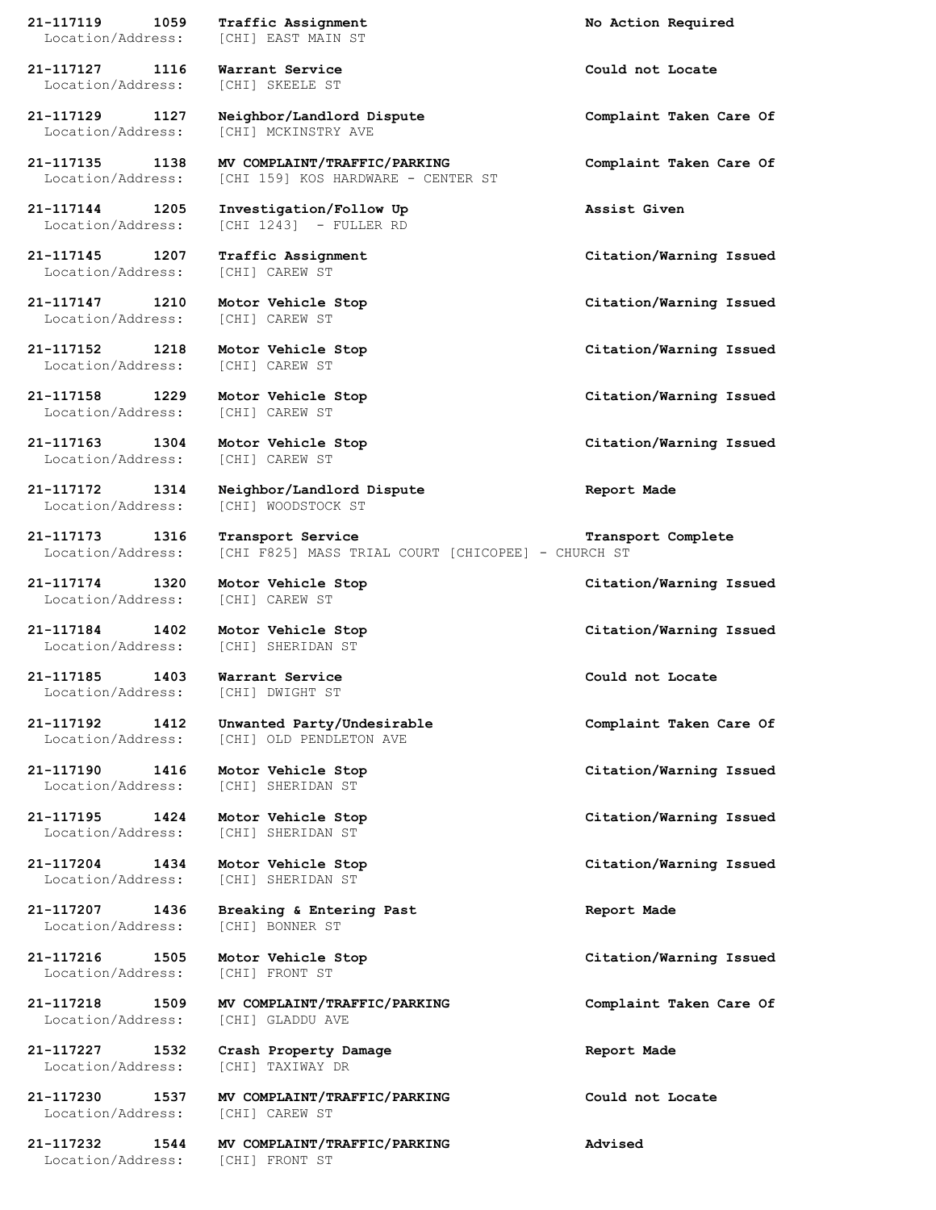**21-117119 1059 Traffic Assignment** **No Action Required**
Location/Address: [CHI] EAST MAIN ST

**21-117127 1116 Warrant Service** **Could not Locate**
Location/Address: [CHI] SKEELE ST

**21-117129 1127 Neighbor/Landlord Dispute** **Complaint Taken Care Of**
Location/Address: [CHI] MCKINSTRY AVE

**21-117135 1138 MV COMPLAINT/TRAFFIC/PARKING** **Complaint Taken Care Of**
Location/Address: [CHI 159] KOS HARDWARE - CENTER ST

**21-117144 1205 Investigation/Follow Up** **Assist Given**
Location/Address: [CHI 1243] - FULLER RD

**21-117145 1207 Traffic Assignment** **Citation/Warning Issued**
Location/Address: [CHI] CAREW ST

**21-117147 1210 Motor Vehicle Stop** **Citation/Warning Issued**
Location/Address: [CHI] CAREW ST

**21-117152 1218 Motor Vehicle Stop** **Citation/Warning Issued**
Location/Address: [CHI] CAREW ST

**21-117158 1229 Motor Vehicle Stop** **Citation/Warning Issued**
Location/Address: [CHI] CAREW ST

**21-117163 1304 Motor Vehicle Stop** **Citation/Warning Issued**
Location/Address: [CHI] CAREW ST

**21-117172 1314 Neighbor/Landlord Dispute** **Report Made**
Location/Address: [CHI] WOODSTOCK ST

**21-117173 1316 Transport Service** **Transport Complete**
Location/Address: [CHI F825] MASS TRIAL COURT [CHICOPEE] - CHURCH ST

**21-117174 1320 Motor Vehicle Stop** **Citation/Warning Issued**
Location/Address: [CHI] CAREW ST

**21-117184 1402 Motor Vehicle Stop** **Citation/Warning Issued**
Location/Address: [CHI] SHERIDAN ST

**21-117185 1403 Warrant Service** **Could not Locate**
Location/Address: [CHI] DWIGHT ST

**21-117192 1412 Unwanted Party/Undesirable** **Complaint Taken Care Of**
Location/Address: [CHI] OLD PENDLETON AVE

**21-117190 1416 Motor Vehicle Stop** **Citation/Warning Issued**
Location/Address: [CHI] SHERIDAN ST

**21-117195 1424 Motor Vehicle Stop** **Citation/Warning Issued**
Location/Address: [CHI] SHERIDAN ST

**21-117204 1434 Motor Vehicle Stop** **Citation/Warning Issued**
Location/Address: [CHI] SHERIDAN ST

**21-117207 1436 Breaking & Entering Past** **Report Made**
Location/Address: [CHI] BONNER ST

**21-117216 1505 Motor Vehicle Stop** **Citation/Warning Issued**
Location/Address: [CHI] FRONT ST

**21-117218 1509 MV COMPLAINT/TRAFFIC/PARKING** **Complaint Taken Care Of**
Location/Address: [CHI] GLADDU AVE

**21-117227 1532 Crash Property Damage** **Report Made**
Location/Address: [CHI] TAXIWAY DR

**21-117230 1537 MV COMPLAINT/TRAFFIC/PARKING** **Could not Locate**
Location/Address: [CHI] CAREW ST

**21-117232 1544 MV COMPLAINT/TRAFFIC/PARKING** **Advised**
Location/Address: [CHI] FRONT ST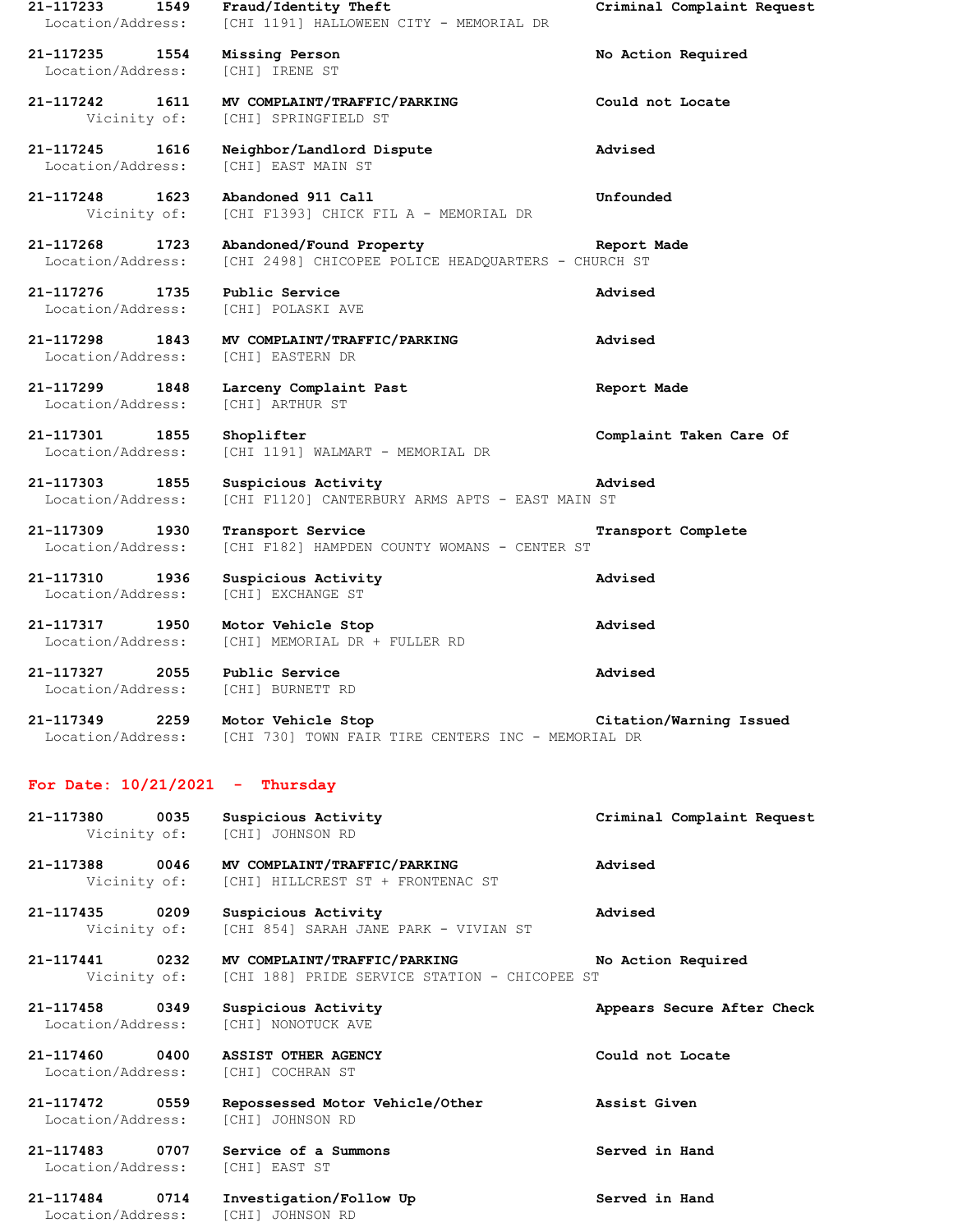**21-117233 1549 Fraud/Identity Theft** **Criminal Complaint Request**
Location/Address: [CHI 1191] HALLOWEEN CITY - MEMORIAL DR

**21-117235 1554 Missing Person** **No Action Required**
Location/Address: [CHI] IRENE ST

**21-117242 1611 MV COMPLAINT/TRAFFIC/PARKING** **Could not Locate**
Vicinity of: [CHI] SPRINGFIELD ST

**21-117245 1616 Neighbor/Landlord Dispute** **Advised**
Location/Address: [CHI] EAST MAIN ST

**21-117248 1623 Abandoned 911 Call** **Unfounded**
Vicinity of: [CHI F1393] CHICK FIL A - MEMORIAL DR

**21-117268 1723 Abandoned/Found Property** **Report Made**
Location/Address: [CHI 2498] CHICOPEE POLICE HEADQUARTERS - CHURCH ST

**21-117276 1735 Public Service** **Advised**
Location/Address: [CHI] POLASKI AVE

**21-117298 1843 MV COMPLAINT/TRAFFIC/PARKING** **Advised**
Location/Address: [CHI] EASTERN DR

**21-117299 1848 Larceny Complaint Past** **Report Made**
Location/Address: [CHI] ARTHUR ST

**21-117301 1855 Shoplifter** **Complaint Taken Care Of**
Location/Address: [CHI 1191] WALMART - MEMORIAL DR

**21-117303 1855 Suspicious Activity** **Advised**
Location/Address: [CHI F1120] CANTERBURY ARMS APTS - EAST MAIN ST

**21-117309 1930 Transport Service** **Transport Complete**
Location/Address: [CHI F182] HAMPDEN COUNTY WOMANS - CENTER ST

**21-117310 1936 Suspicious Activity** **Advised**
Location/Address: [CHI] EXCHANGE ST

**21-117317 1950 Motor Vehicle Stop** **Advised**
Location/Address: [CHI] MEMORIAL DR + FULLER RD

**21-117327 2055 Public Service** **Advised**
Location/Address: [CHI] BURNETT RD

**21-117349 2259 Motor Vehicle Stop** **Citation/Warning Issued**
Location/Address: [CHI 730] TOWN FAIR TIRE CENTERS INC - MEMORIAL DR

## For Date: 10/21/2021 - Thursday

**21-117380 0035 Suspicious Activity** **Criminal Complaint Request**
Vicinity of: [CHI] JOHNSON RD

**21-117388 0046 MV COMPLAINT/TRAFFIC/PARKING** **Advised**
Vicinity of: [CHI] HILLCREST ST + FRONTENAC ST

**21-117435 0209 Suspicious Activity** **Advised**
Vicinity of: [CHI 854] SARAH JANE PARK - VIVIAN ST

**21-117441 0232 MV COMPLAINT/TRAFFIC/PARKING** **No Action Required**
Vicinity of: [CHI 188] PRIDE SERVICE STATION - CHICOPEE ST

**21-117458 0349 Suspicious Activity** **Appears Secure After Check**
Location/Address: [CHI] NONOTUCK AVE

**21-117460 0400 ASSIST OTHER AGENCY** **Could not Locate**
Location/Address: [CHI] COCHRAN ST

**21-117472 0559 Repossessed Motor Vehicle/Other** **Assist Given**
Location/Address: [CHI] JOHNSON RD

**21-117483 0707 Service of a Summons** **Served in Hand**
Location/Address: [CHI] EAST ST

**21-117484 0714 Investigation/Follow Up** **Served in Hand**
Location/Address: [CHI] JOHNSON RD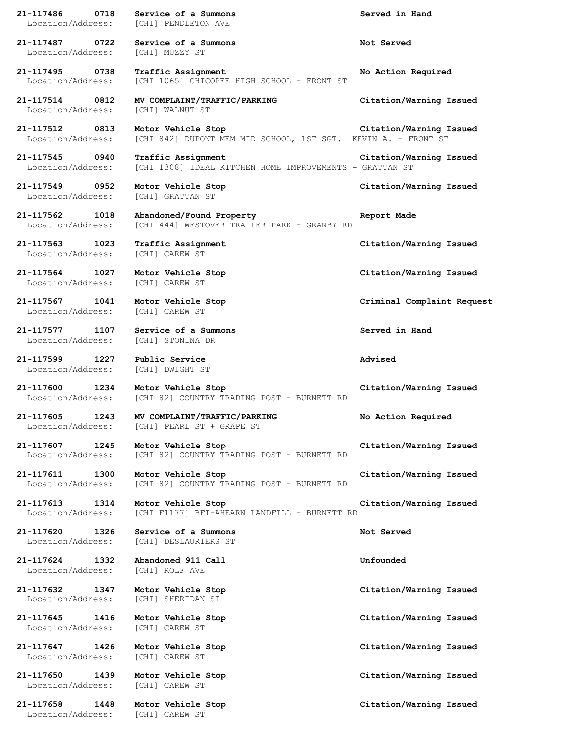**21-117486 0718 Service of a Summons** **Served in Hand**
Location/Address: [CHI] PENDLETON AVE

**21-117487 0722 Service of a Summons** **Not Served**
Location/Address: [CHI] MUZZY ST

**21-117495 0738 Traffic Assignment** **No Action Required**
Location/Address: [CHI 1065] CHICOPEE HIGH SCHOOL - FRONT ST

**21-117514 0812 MV COMPLAINT/TRAFFIC/PARKING** **Citation/Warning Issued**
Location/Address: [CHI] WALNUT ST

**21-117512 0813 Motor Vehicle Stop** **Citation/Warning Issued**
Location/Address: [CHI 842] DUPONT MEM MID SCHOOL, 1ST SGT. KEVIN A. - FRONT ST

**21-117545 0940 Traffic Assignment** **Citation/Warning Issued**
Location/Address: [CHI 1308] IDEAL KITCHEN HOME IMPROVEMENTS - GRATTAN ST

**21-117549 0952 Motor Vehicle Stop** **Citation/Warning Issued**
Location/Address: [CHI] GRATTAN ST

**21-117562 1018 Abandoned/Found Property** **Report Made**
Location/Address: [CHI 444] WESTOVER TRAILER PARK - GRANBY RD

**21-117563 1023 Traffic Assignment** **Citation/Warning Issued**
Location/Address: [CHI] CAREW ST

**21-117564 1027 Motor Vehicle Stop** **Citation/Warning Issued**
Location/Address: [CHI] CAREW ST

**21-117567 1041 Motor Vehicle Stop** **Criminal Complaint Request**
Location/Address: [CHI] CAREW ST

**21-117577 1107 Service of a Summons** **Served in Hand**
Location/Address: [CHI] STONINA DR

**21-117599 1227 Public Service** **Advised**
Location/Address: [CHI] DWIGHT ST

**21-117600 1234 Motor Vehicle Stop** **Citation/Warning Issued**
Location/Address: [CHI 82] COUNTRY TRADING POST - BURNETT RD

**21-117605 1243 MV COMPLAINT/TRAFFIC/PARKING** **No Action Required**
Location/Address: [CHI] PEARL ST + GRAPE ST

**21-117607 1245 Motor Vehicle Stop** **Citation/Warning Issued**
Location/Address: [CHI 82] COUNTRY TRADING POST - BURNETT RD

**21-117611 1300 Motor Vehicle Stop** **Citation/Warning Issued**
Location/Address: [CHI 82] COUNTRY TRADING POST - BURNETT RD

**21-117613 1314 Motor Vehicle Stop** **Citation/Warning Issued**
Location/Address: [CHI F1177] BFI-AHEARN LANDFILL - BURNETT RD

**21-117620 1326 Service of a Summons** **Not Served**
Location/Address: [CHI] DESLAURIERS ST

**21-117624 1332 Abandoned 911 Call** **Unfounded**
Location/Address: [CHI] ROLF AVE

**21-117632 1347 Motor Vehicle Stop** **Citation/Warning Issued**
Location/Address: [CHI] SHERIDAN ST

**21-117645 1416 Motor Vehicle Stop** **Citation/Warning Issued**
Location/Address: [CHI] CAREW ST

**21-117647 1426 Motor Vehicle Stop** **Citation/Warning Issued**
Location/Address: [CHI] CAREW ST

**21-117650 1439 Motor Vehicle Stop** **Citation/Warning Issued**
Location/Address: [CHI] CAREW ST

**21-117658 1448 Motor Vehicle Stop** **Citation/Warning Issued**
Location/Address: [CHI] CAREW ST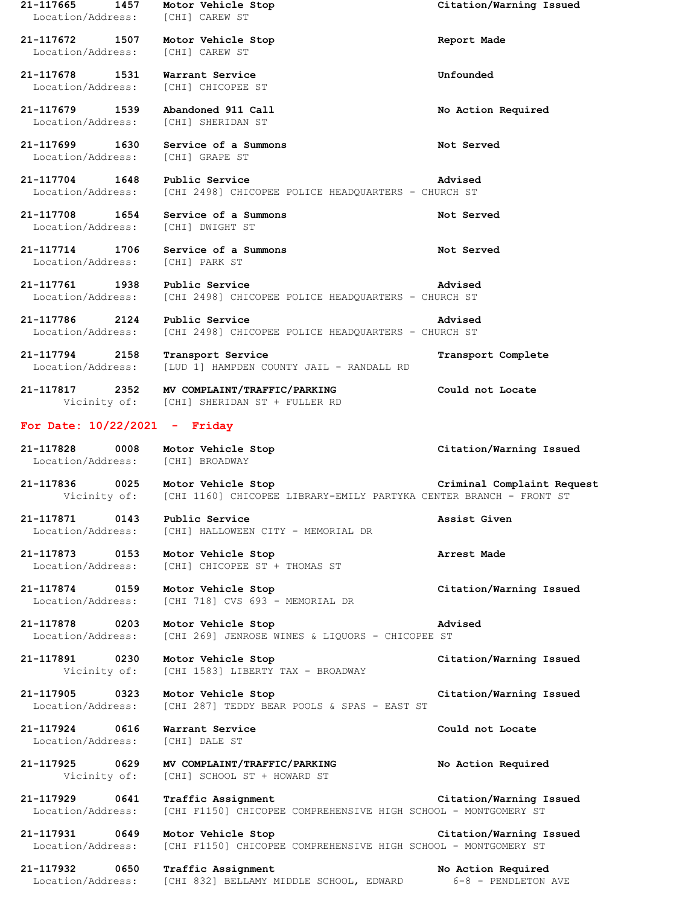**21-117665 1457 Motor Vehicle Stop** **Citation/Warning Issued**
Location/Address: [CHI] CAREW ST

**21-117672 1507 Motor Vehicle Stop** **Report Made**
Location/Address: [CHI] CAREW ST

**21-117678 1531 Warrant Service** **Unfounded**
Location/Address: [CHI] CHICOPEE ST

**21-117679 1539 Abandoned 911 Call** **No Action Required**
Location/Address: [CHI] SHERIDAN ST

**21-117699 1630 Service of a Summons** **Not Served**
Location/Address: [CHI] GRAPE ST

**21-117704 1648 Public Service** **Advised**
Location/Address: [CHI 2498] CHICOPEE POLICE HEADQUARTERS - CHURCH ST

**21-117708 1654 Service of a Summons** **Not Served**
Location/Address: [CHI] DWIGHT ST

**21-117714 1706 Service of a Summons** **Not Served**
Location/Address: [CHI] PARK ST

**21-117761 1938 Public Service** **Advised**
Location/Address: [CHI 2498] CHICOPEE POLICE HEADQUARTERS - CHURCH ST

**21-117786 2124 Public Service** **Advised**
Location/Address: [CHI 2498] CHICOPEE POLICE HEADQUARTERS - CHURCH ST

**21-117794 2158 Transport Service** **Transport Complete**
Location/Address: [LUD 1] HAMPDEN COUNTY JAIL - RANDALL RD

**21-117817 2352 MV COMPLAINT/TRAFFIC/PARKING** **Could not Locate**
Vicinity of: [CHI] SHERIDAN ST + FULLER RD

## For Date: 10/22/2021 - Friday

**21-117828 0008 Motor Vehicle Stop** **Citation/Warning Issued**
Location/Address: [CHI] BROADWAY

**21-117836 0025 Motor Vehicle Stop** **Criminal Complaint Request**
Vicinity of: [CHI 1160] CHICOPEE LIBRARY-EMILY PARTYKA CENTER BRANCH - FRONT ST

**21-117871 0143 Public Service** **Assist Given**
Location/Address: [CHI] HALLOWEEN CITY - MEMORIAL DR

**21-117873 0153 Motor Vehicle Stop** **Arrest Made**
Location/Address: [CHI] CHICOPEE ST + THOMAS ST

**21-117874 0159 Motor Vehicle Stop** **Citation/Warning Issued**
Location/Address: [CHI 718] CVS 693 - MEMORIAL DR

**21-117878 0203 Motor Vehicle Stop** **Advised**
Location/Address: [CHI 269] JENROSE WINES & LIQUORS - CHICOPEE ST

**21-117891 0230 Motor Vehicle Stop** **Citation/Warning Issued**
Vicinity of: [CHI 1583] LIBERTY TAX - BROADWAY

**21-117905 0323 Motor Vehicle Stop** **Citation/Warning Issued**
Location/Address: [CHI 287] TEDDY BEAR POOLS & SPAS - EAST ST

**21-117924 0616 Warrant Service** **Could not Locate**
Location/Address: [CHI] DALE ST

**21-117925 0629 MV COMPLAINT/TRAFFIC/PARKING** **No Action Required**
Vicinity of: [CHI] SCHOOL ST + HOWARD ST

**21-117929 0641 Traffic Assignment** **Citation/Warning Issued**
Location/Address: [CHI F1150] CHICOPEE COMPREHENSIVE HIGH SCHOOL - MONTGOMERY ST

**21-117931 0649 Motor Vehicle Stop** **Citation/Warning Issued**
Location/Address: [CHI F1150] CHICOPEE COMPREHENSIVE HIGH SCHOOL - MONTGOMERY ST

**21-117932 0650 Traffic Assignment** **No Action Required**
Location/Address: [CHI 832] BELLAMY MIDDLE SCHOOL, EDWARD 6-8 - PENDLETON AVE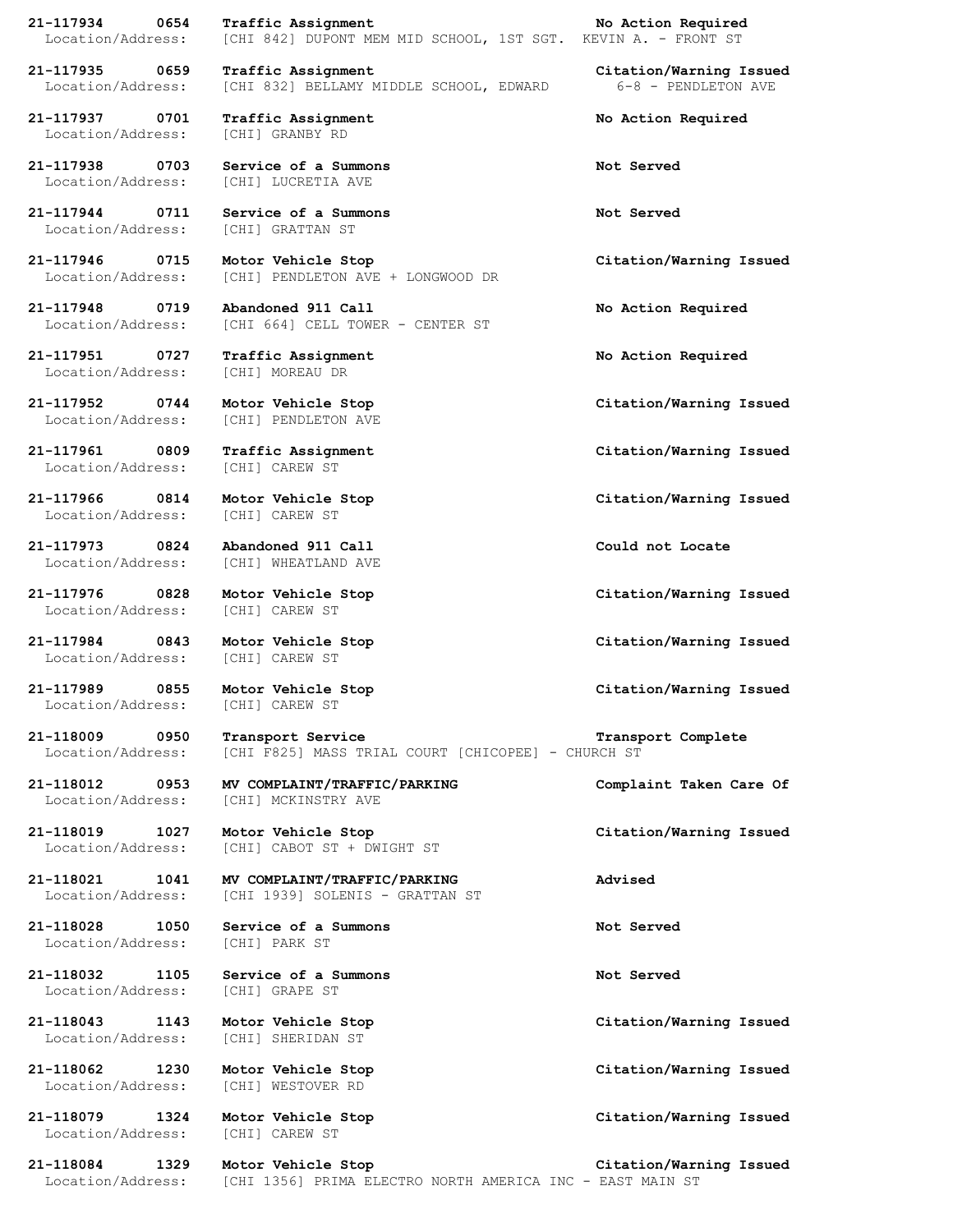**21-117934 0654 Traffic Assignment** **No Action Required**
Location/Address: [CHI 842] DUPONT MEM MID SCHOOL, 1ST SGT. KEVIN A. - FRONT ST

**21-117935 0659 Traffic Assignment** **Citation/Warning Issued**
Location/Address: [CHI 832] BELLAMY MIDDLE SCHOOL, EDWARD 6-8 - PENDLETON AVE

**21-117937 0701 Traffic Assignment** **No Action Required**
Location/Address: [CHI] GRANBY RD

**21-117938 0703 Service of a Summons** **Not Served**
Location/Address: [CHI] LUCRETIA AVE

**21-117944 0711 Service of a Summons** **Not Served**
Location/Address: [CHI] GRATTAN ST

**21-117946 0715 Motor Vehicle Stop** **Citation/Warning Issued**
Location/Address: [CHI] PENDLETON AVE + LONGWOOD DR

**21-117948 0719 Abandoned 911 Call** **No Action Required**
Location/Address: [CHI 664] CELL TOWER - CENTER ST

**21-117951 0727 Traffic Assignment** **No Action Required**
Location/Address: [CHI] MOREAU DR

**21-117952 0744 Motor Vehicle Stop** **Citation/Warning Issued**
Location/Address: [CHI] PENDLETON AVE

**21-117961 0809 Traffic Assignment** **Citation/Warning Issued**
Location/Address: [CHI] CAREW ST

**21-117966 0814 Motor Vehicle Stop** **Citation/Warning Issued**
Location/Address: [CHI] CAREW ST

**21-117973 0824 Abandoned 911 Call** **Could not Locate**
Location/Address: [CHI] WHEATLAND AVE

**21-117976 0828 Motor Vehicle Stop** **Citation/Warning Issued**
Location/Address: [CHI] CAREW ST

**21-117984 0843 Motor Vehicle Stop** **Citation/Warning Issued**
Location/Address: [CHI] CAREW ST

**21-117989 0855 Motor Vehicle Stop** **Citation/Warning Issued**
Location/Address: [CHI] CAREW ST

**21-118009 0950 Transport Service** **Transport Complete**
Location/Address: [CHI F825] MASS TRIAL COURT [CHICOPEE] - CHURCH ST

**21-118012 0953 MV COMPLAINT/TRAFFIC/PARKING** **Complaint Taken Care Of**
Location/Address: [CHI] MCKINSTRY AVE

**21-118019 1027 Motor Vehicle Stop** **Citation/Warning Issued**
Location/Address: [CHI] CABOT ST + DWIGHT ST

**21-118021 1041 MV COMPLAINT/TRAFFIC/PARKING** **Advised**
Location/Address: [CHI 1939] SOLENIS - GRATTAN ST

**21-118028 1050 Service of a Summons** **Not Served**
Location/Address: [CHI] PARK ST

**21-118032 1105 Service of a Summons** **Not Served**
Location/Address: [CHI] GRAPE ST

**21-118043 1143 Motor Vehicle Stop** **Citation/Warning Issued**
Location/Address: [CHI] SHERIDAN ST

**21-118062 1230 Motor Vehicle Stop** **Citation/Warning Issued**
Location/Address: [CHI] WESTOVER RD

**21-118079 1324 Motor Vehicle Stop** **Citation/Warning Issued**
Location/Address: [CHI] CAREW ST

**21-118084 1329 Motor Vehicle Stop** **Citation/Warning Issued**
Location/Address: [CHI 1356] PRIMA ELECTRO NORTH AMERICA INC - EAST MAIN ST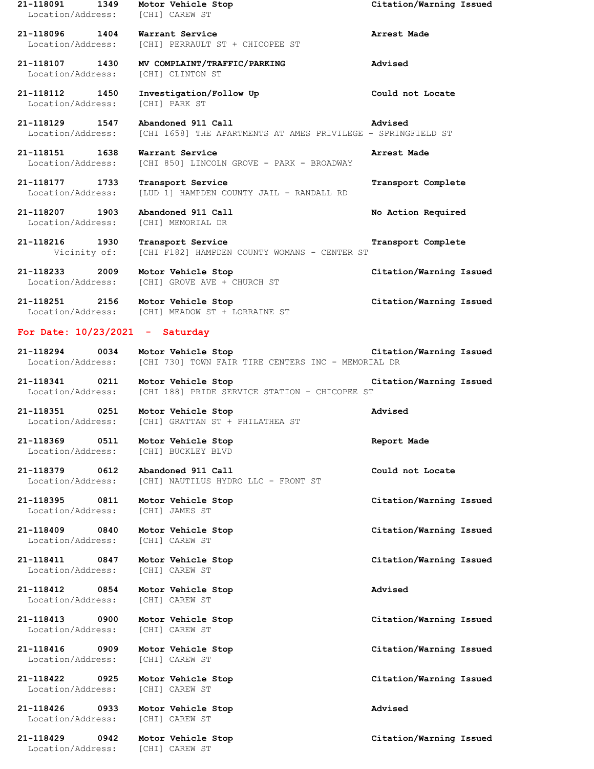**21-118091 1349 Motor Vehicle Stop Citation/Warning Issued**
Location/Address: [CHI] CAREW ST

**21-118096 1404 Warrant Service Arrest Made**
Location/Address: [CHI] PERRAULT ST + CHICOPEE ST

**21-118107 1430 MV COMPLAINT/TRAFFIC/PARKING Advised**
Location/Address: [CHI] CLINTON ST

**21-118112 1450 Investigation/Follow Up Could not Locate**
Location/Address: [CHI] PARK ST

**21-118129 1547 Abandoned 911 Call Advised**
Location/Address: [CHI 1658] THE APARTMENTS AT AMES PRIVILEGE - SPRINGFIELD ST

**21-118151 1638 Warrant Service Arrest Made**
Location/Address: [CHI 850] LINCOLN GROVE - PARK - BROADWAY

**21-118177 1733 Transport Service Transport Complete**
Location/Address: [LUD 1] HAMPDEN COUNTY JAIL - RANDALL RD

**21-118207 1903 Abandoned 911 Call No Action Required**
Location/Address: [CHI] MEMORIAL DR

**21-118216 1930 Transport Service Transport Complete**
Vicinity of: [CHI F182] HAMPDEN COUNTY WOMANS - CENTER ST

**21-118233 2009 Motor Vehicle Stop Citation/Warning Issued**
Location/Address: [CHI] GROVE AVE + CHURCH ST

**21-118251 2156 Motor Vehicle Stop Citation/Warning Issued**
Location/Address: [CHI] MEADOW ST + LORRAINE ST

## For Date: 10/23/2021 - Saturday

**21-118294 0034 Motor Vehicle Stop Citation/Warning Issued**
Location/Address: [CHI 730] TOWN FAIR TIRE CENTERS INC - MEMORIAL DR

**21-118341 0211 Motor Vehicle Stop Citation/Warning Issued**
Location/Address: [CHI 188] PRIDE SERVICE STATION - CHICOPEE ST

**21-118351 0251 Motor Vehicle Stop Advised**
Location/Address: [CHI] GRATTAN ST + PHILATHEA ST

**21-118369 0511 Motor Vehicle Stop Report Made**
Location/Address: [CHI] BUCKLEY BLVD

**21-118379 0612 Abandoned 911 Call Could not Locate**
Location/Address: [CHI] NAUTILUS HYDRO LLC - FRONT ST

**21-118395 0811 Motor Vehicle Stop Citation/Warning Issued**
Location/Address: [CHI] JAMES ST

**21-118409 0840 Motor Vehicle Stop Citation/Warning Issued**
Location/Address: [CHI] CAREW ST

**21-118411 0847 Motor Vehicle Stop Citation/Warning Issued**
Location/Address: [CHI] CAREW ST

**21-118412 0854 Motor Vehicle Stop Advised**
Location/Address: [CHI] CAREW ST

**21-118413 0900 Motor Vehicle Stop Citation/Warning Issued**
Location/Address: [CHI] CAREW ST

**21-118416 0909 Motor Vehicle Stop Citation/Warning Issued**
Location/Address: [CHI] CAREW ST

**21-118422 0925 Motor Vehicle Stop Citation/Warning Issued**
Location/Address: [CHI] CAREW ST

**21-118426 0933 Motor Vehicle Stop Advised**
Location/Address: [CHI] CAREW ST

**21-118429 0942 Motor Vehicle Stop Citation/Warning Issued**
Location/Address: [CHI] CAREW ST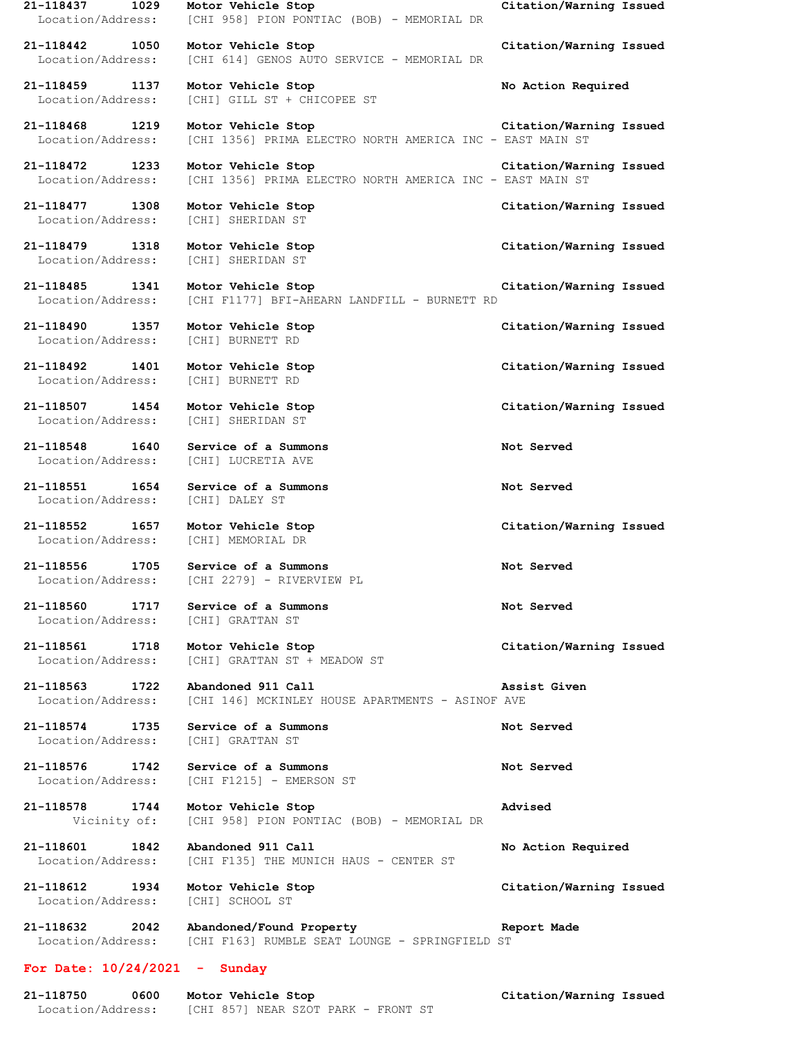**21-118437 1029 Motor Vehicle Stop** **Citation/Warning Issued**
Location/Address: [CHI 958] PION PONTIAC (BOB) - MEMORIAL DR

**21-118442 1050 Motor Vehicle Stop** **Citation/Warning Issued**
Location/Address: [CHI 614] GENOS AUTO SERVICE - MEMORIAL DR

**21-118459 1137 Motor Vehicle Stop** **No Action Required**
Location/Address: [CHI] GILL ST + CHICOPEE ST

**21-118468 1219 Motor Vehicle Stop** **Citation/Warning Issued**
Location/Address: [CHI 1356] PRIMA ELECTRO NORTH AMERICA INC - EAST MAIN ST

**21-118472 1233 Motor Vehicle Stop** **Citation/Warning Issued**
Location/Address: [CHI 1356] PRIMA ELECTRO NORTH AMERICA INC - EAST MAIN ST

**21-118477 1308 Motor Vehicle Stop** **Citation/Warning Issued**
Location/Address: [CHI] SHERIDAN ST

**21-118479 1318 Motor Vehicle Stop** **Citation/Warning Issued**
Location/Address: [CHI] SHERIDAN ST

**21-118485 1341 Motor Vehicle Stop** **Citation/Warning Issued**
Location/Address: [CHI F1177] BFI-AHEARN LANDFILL - BURNETT RD

**21-118490 1357 Motor Vehicle Stop** **Citation/Warning Issued**
Location/Address: [CHI] BURNETT RD

**21-118492 1401 Motor Vehicle Stop** **Citation/Warning Issued**
Location/Address: [CHI] BURNETT RD

**21-118507 1454 Motor Vehicle Stop** **Citation/Warning Issued**
Location/Address: [CHI] SHERIDAN ST

**21-118548 1640 Service of a Summons** **Not Served**
Location/Address: [CHI] LUCRETIA AVE

**21-118551 1654 Service of a Summons** **Not Served**
Location/Address: [CHI] DALEY ST

**21-118552 1657 Motor Vehicle Stop** **Citation/Warning Issued**
Location/Address: [CHI] MEMORIAL DR

**21-118556 1705 Service of a Summons** **Not Served**
Location/Address: [CHI 2279] - RIVERVIEW PL

**21-118560 1717 Service of a Summons** **Not Served**
Location/Address: [CHI] GRATTAN ST

**21-118561 1718 Motor Vehicle Stop** **Citation/Warning Issued**
Location/Address: [CHI] GRATTAN ST + MEADOW ST

**21-118563 1722 Abandoned 911 Call** **Assist Given**
Location/Address: [CHI 146] MCKINLEY HOUSE APARTMENTS - ASINOF AVE

**21-118574 1735 Service of a Summons** **Not Served**
Location/Address: [CHI] GRATTAN ST

**21-118576 1742 Service of a Summons** **Not Served**
Location/Address: [CHI F1215] - EMERSON ST

**21-118578 1744 Motor Vehicle Stop** **Advised**
Vicinity of: [CHI 958] PION PONTIAC (BOB) - MEMORIAL DR

**21-118601 1842 Abandoned 911 Call** **No Action Required**
Location/Address: [CHI F135] THE MUNICH HAUS - CENTER ST

**21-118612 1934 Motor Vehicle Stop** **Citation/Warning Issued**
Location/Address: [CHI] SCHOOL ST

**21-118632 2042 Abandoned/Found Property** **Report Made**
Location/Address: [CHI F163] RUMBLE SEAT LOUNGE - SPRINGFIELD ST

## For Date: 10/24/2021 - Sunday

**21-118750 0600 Motor Vehicle Stop** **Citation/Warning Issued**
Location/Address: [CHI 857] NEAR SZOT PARK - FRONT ST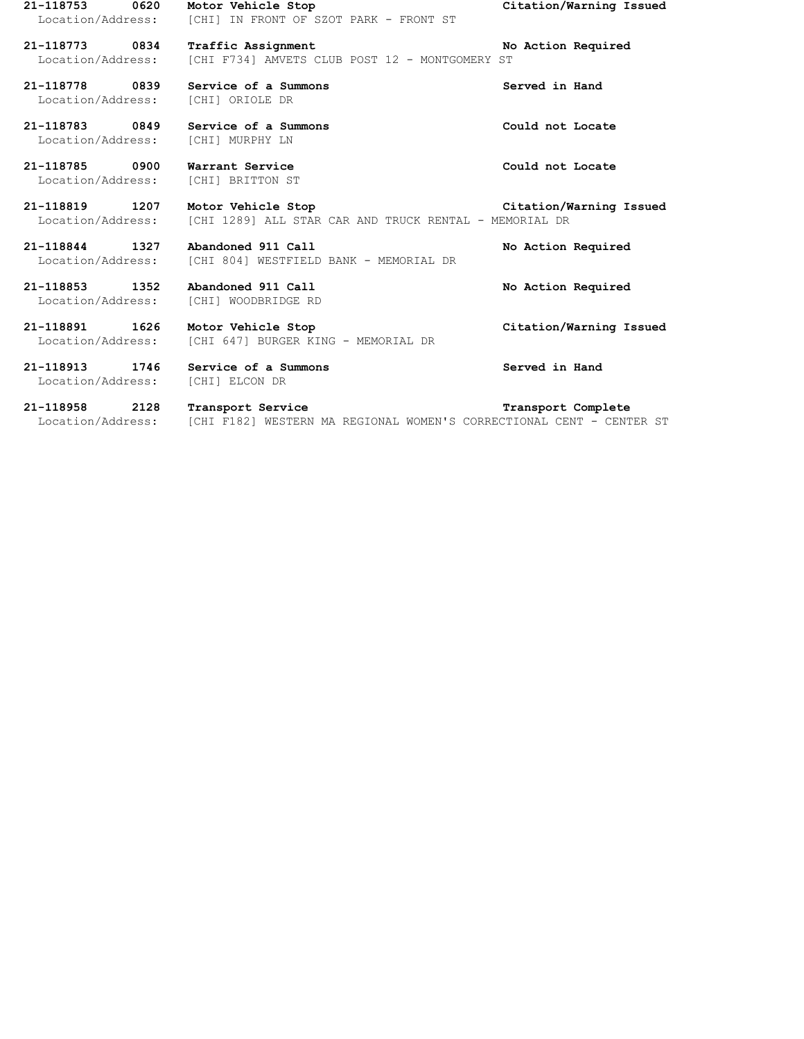**21-118753 0620 Motor Vehicle Stop Citation/Warning Issued**
Location/Address: [CHI] IN FRONT OF SZOT PARK - FRONT ST

**21-118773 0834 Traffic Assignment No Action Required**
Location/Address: [CHI F734] AMVETS CLUB POST 12 - MONTGOMERY ST

**21-118778 0839 Service of a Summons Served in Hand**
Location/Address: [CHI] ORIOLE DR

**21-118783 0849 Service of a Summons Could not Locate**
Location/Address: [CHI] MURPHY LN

**21-118785 0900 Warrant Service Could not Locate**
Location/Address: [CHI] BRITTON ST

**21-118819 1207 Motor Vehicle Stop Citation/Warning Issued**
Location/Address: [CHI 1289] ALL STAR CAR AND TRUCK RENTAL - MEMORIAL DR

**21-118844 1327 Abandoned 911 Call No Action Required**
Location/Address: [CHI 804] WESTFIELD BANK - MEMORIAL DR

**21-118853 1352 Abandoned 911 Call No Action Required**
Location/Address: [CHI] WOODBRIDGE RD

**21-118891 1626 Motor Vehicle Stop Citation/Warning Issued**
Location/Address: [CHI 647] BURGER KING - MEMORIAL DR

**21-118913 1746 Service of a Summons Served in Hand**
Location/Address: [CHI] ELCON DR

**21-118958 2128 Transport Service Transport Complete**
Location/Address: [CHI F182] WESTERN MA REGIONAL WOMEN'S CORRECTIONAL CENT - CENTER ST